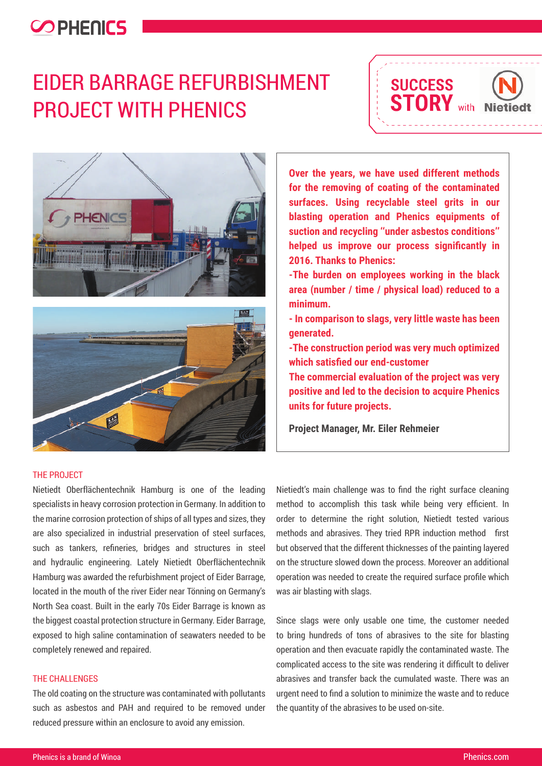# EIDER BARRAGE REFURBISHMENT PROJECT WITH PHENICS

SUCCESS STORY with Nietiedt

**Over the years, we have used different methods for the removing of coating of the contaminated surfaces. Using recyclable steel grits in our blasting operation and Phenics equipments of suction and recycling "under asbestos conditions" helped us improve our process significantly in 2016. Thanks to Phenics:**

**-The burden on employees working in the black area (number / time / physical load) reduced to a minimum.**

**- In comparison to slags, very little waste has been generated.**

**-The construction period was very much optimized which satisfied our end-customer**

**The commercial evaluation of the project was very positive and led to the decision to acquire Phenics units for future projects.**

**Project Manager, Mr. Eiler Rehmeier**

## THE PROJECT

Nietiedt Oberflächentechnik Hamburg is one of the leading specialists in heavy corrosion protection in Germany. In addition to the marine corrosion protection of ships of all types and sizes, they are also specialized in industrial preservation of steel surfaces, such as tankers, refineries, bridges and structures in steel and hydraulic engineering. Lately Nietiedt Oberflächentechnik Hamburg was awarded the refurbishment project of Eider Barrage, located in the mouth of the river Eider near Tönning on Germany's North Sea coast. Built in the early 70s Eider Barrage is known as the biggest coastal protection structure in Germany. Eider Barrage, exposed to high saline contamination of seawaters needed to be completely renewed and repaired.

## THE CHALLENGES

The old coating on the structure was contaminated with pollutants such as asbestos and PAH and required to be removed under reduced pressure within an enclosure to avoid any emission.

Nietiedt's main challenge was to find the right surface cleaning method to accomplish this task while being very efficient. In order to determine the right solution, Nietiedt tested various methods and abrasives. They tried RPR induction method first but observed that the different thicknesses of the painting layered on the structure slowed down the process. Moreover an additional operation was needed to create the required surface profile which was air blasting with slags.

Since slags were only usable one time, the customer needed to bring hundreds of tons of abrasives to the site for blasting operation and then evacuate rapidly the contaminated waste. The complicated access to the site was rendering it difficult to deliver abrasives and transfer back the cumulated waste. There was an urgent need to find a solution to minimize the waste and to reduce the quantity of the abrasives to be used on-site.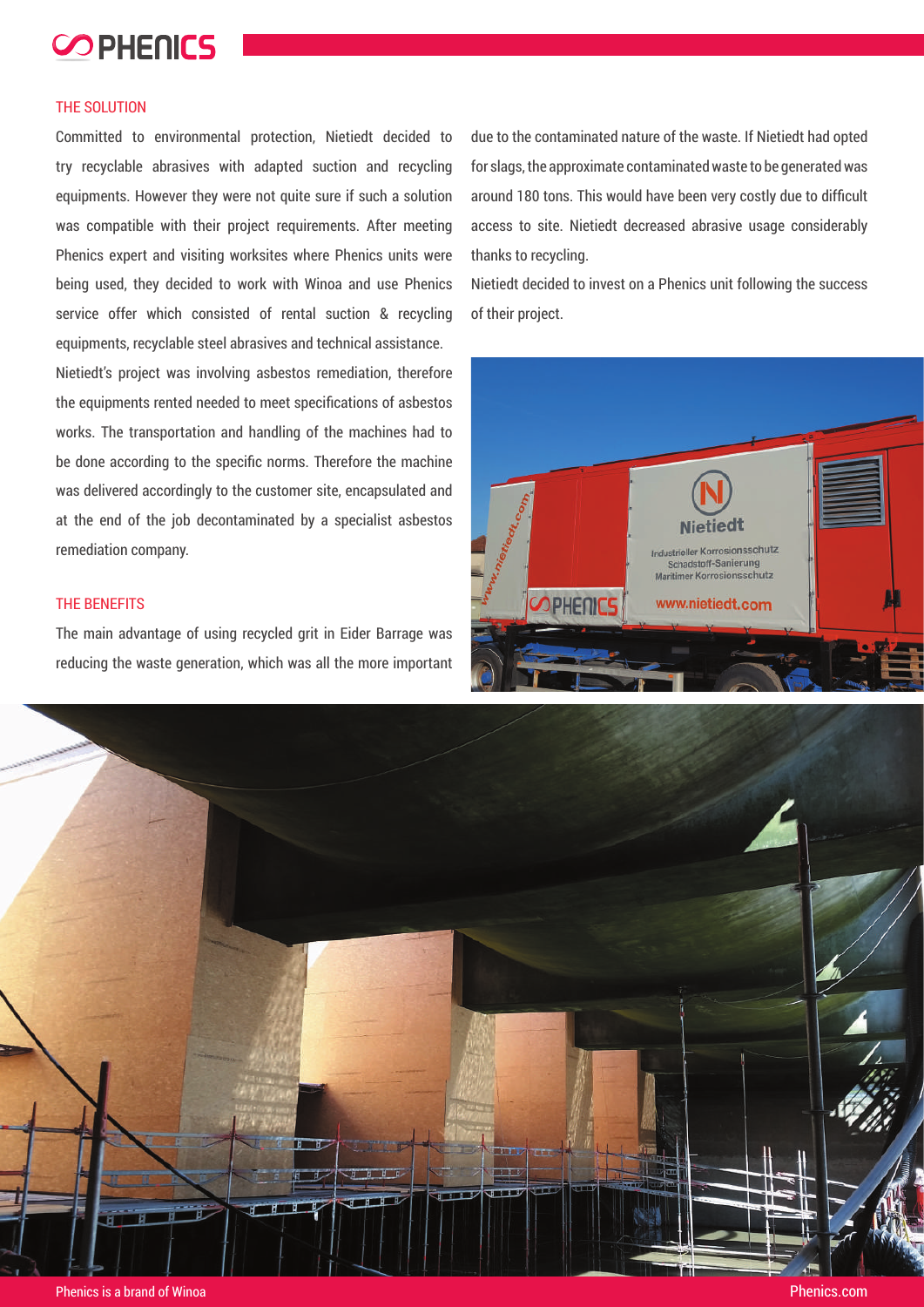## THE SOLUTION

Committed to environmental protection, Nietiedt decided to try recyclable abrasives with adapted suction and recycling equipments. However they were not quite sure if such a solution was compatible with their project requirements. After meeting Phenics expert and visiting worksites where Phenics units were being used, they decided to work with Winoa and use Phenics service offer which consisted of rental suction & recycling equipments, recyclable steel abrasives and technical assistance.

Nietiedt's project was involving asbestos remediation, therefore the equipments rented needed to meet specifications of asbestos works. The transportation and handling of the machines had to be done according to the specific norms. Therefore the machine was delivered accordingly to the customer site, encapsulated and at the end of the job decontaminated by a specialist asbestos remediation company.

## THE BENEFITS

The main advantage of using recycled grit in Eider Barrage was reducing the waste generation, which was all the more important due to the contaminated nature of the waste. If Nietiedt had opted for slags, the approximate contaminated waste to be generated was around 180 tons. This would have been very costly due to difficult access to site. Nietiedt decreased abrasive usage considerably thanks to recycling.

Nietiedt decided to invest on a Phenics unit following the success of their project.